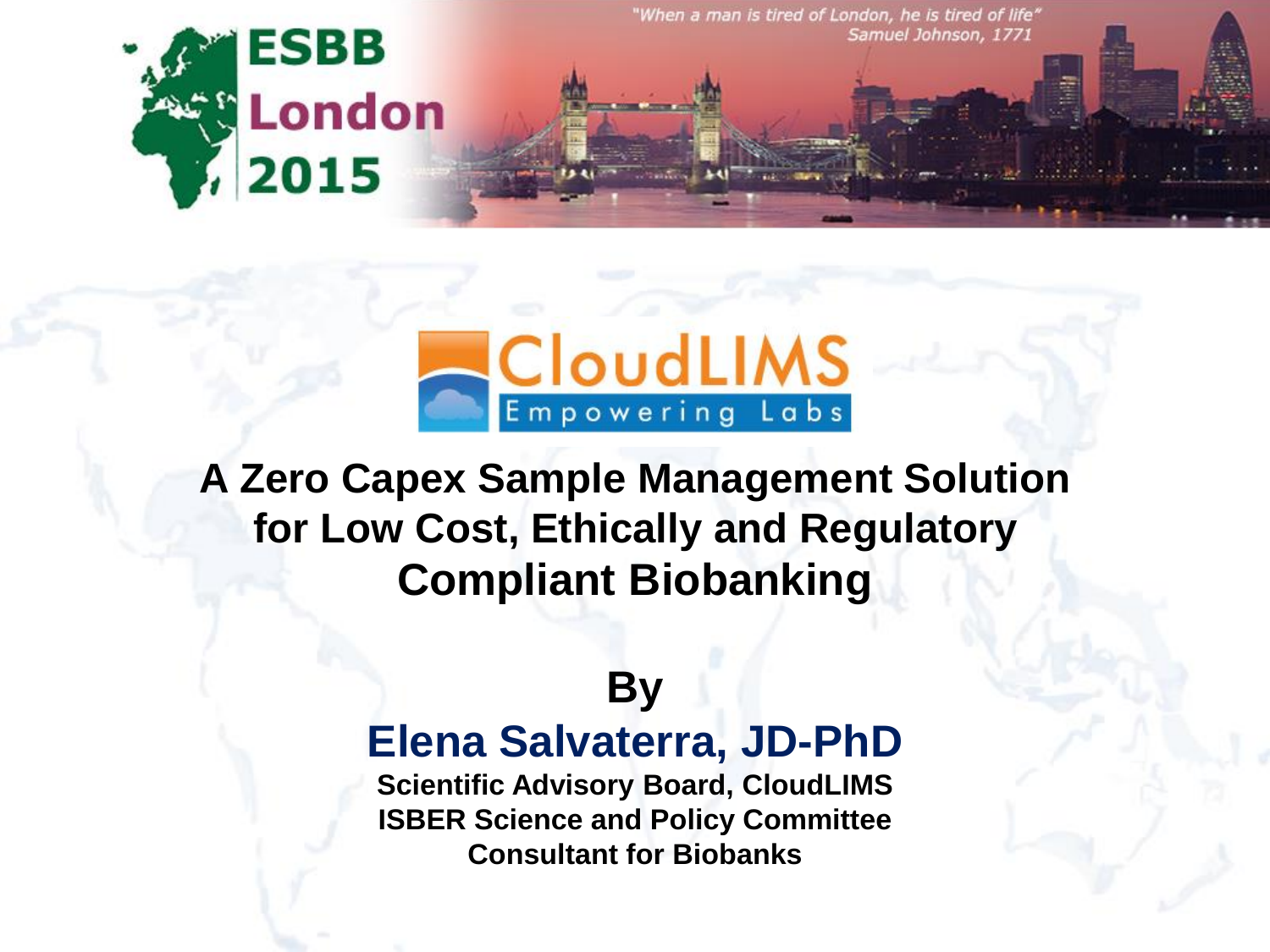ESBB London 2015

"When a man is tired of London, he is tired of life"
Samuel Johnson, 1771

CloudLIMS
Empowering Labs

# A Zero Capex Sample Management Solution for Low Cost, Ethically and Regulatory Compliant Biobanking

**By**

## Elena Salvaterra, JD-PhD

**Scientific Advisory Board, CloudLIMS**
**ISBER Science and Policy Committee**
**Consultant for Biobanks**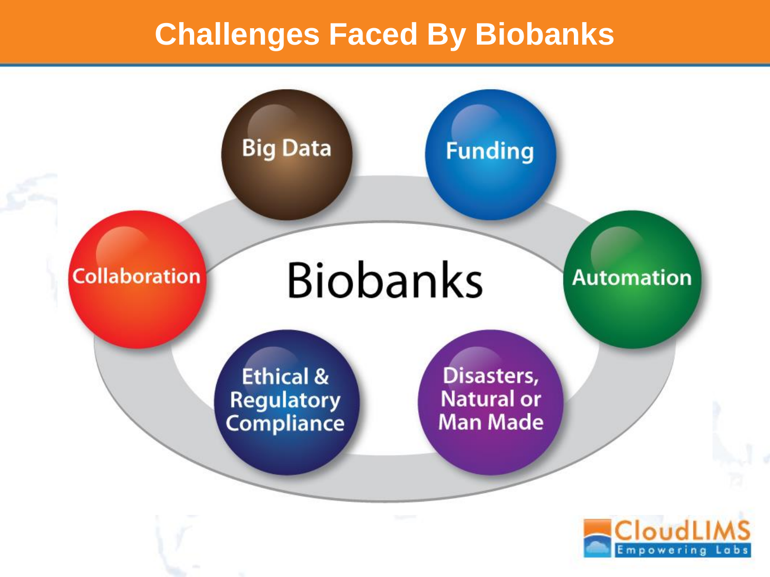# Challenges Faced By Biobanks

**Biobanks**

- Big Data
- Funding
- Automation
- Disasters, Natural or Man Made
- Ethical & Regulatory Compliance
- Collaboration

CloudLIMS
Empowering Labs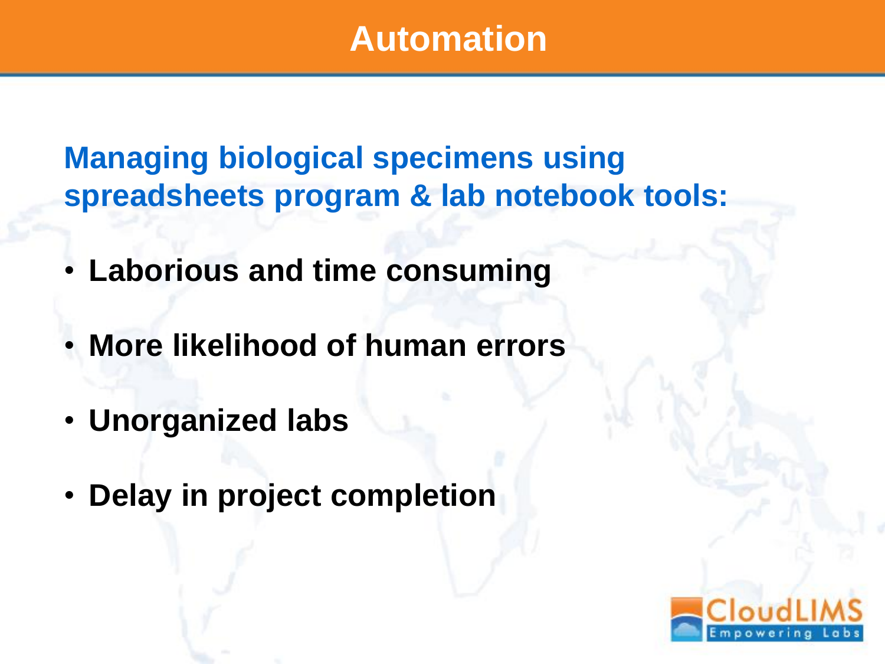# Automation

## Managing biological specimens using spreadsheets program & lab notebook tools:

- **Laborious and time consuming**
- **More likelihood of human errors**
- **Unorganized labs**
- **Delay in project completion**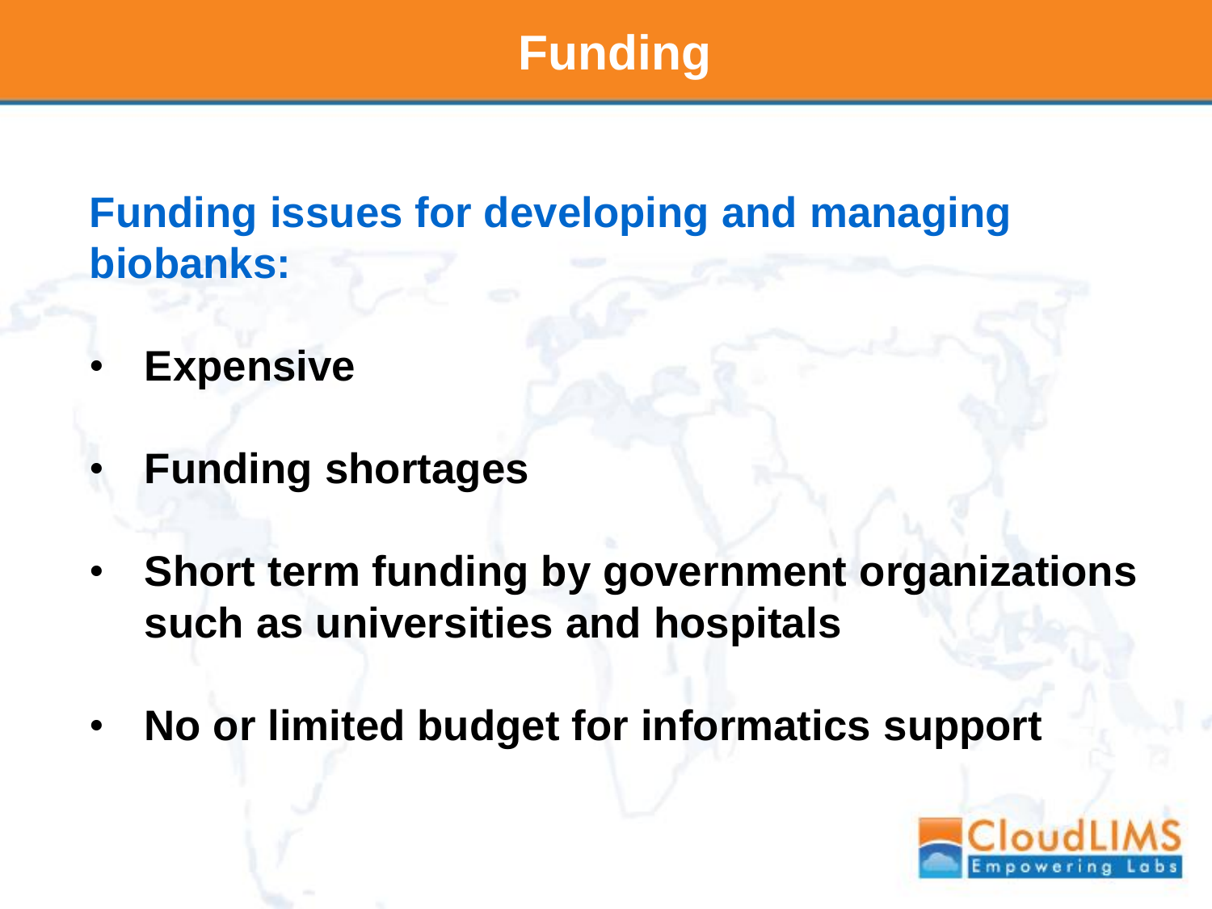# Funding

## Funding issues for developing and managing biobanks:

- **Expensive**
- **Funding shortages**
- **Short term funding by government organizations such as universities and hospitals**
- **No or limited budget for informatics support**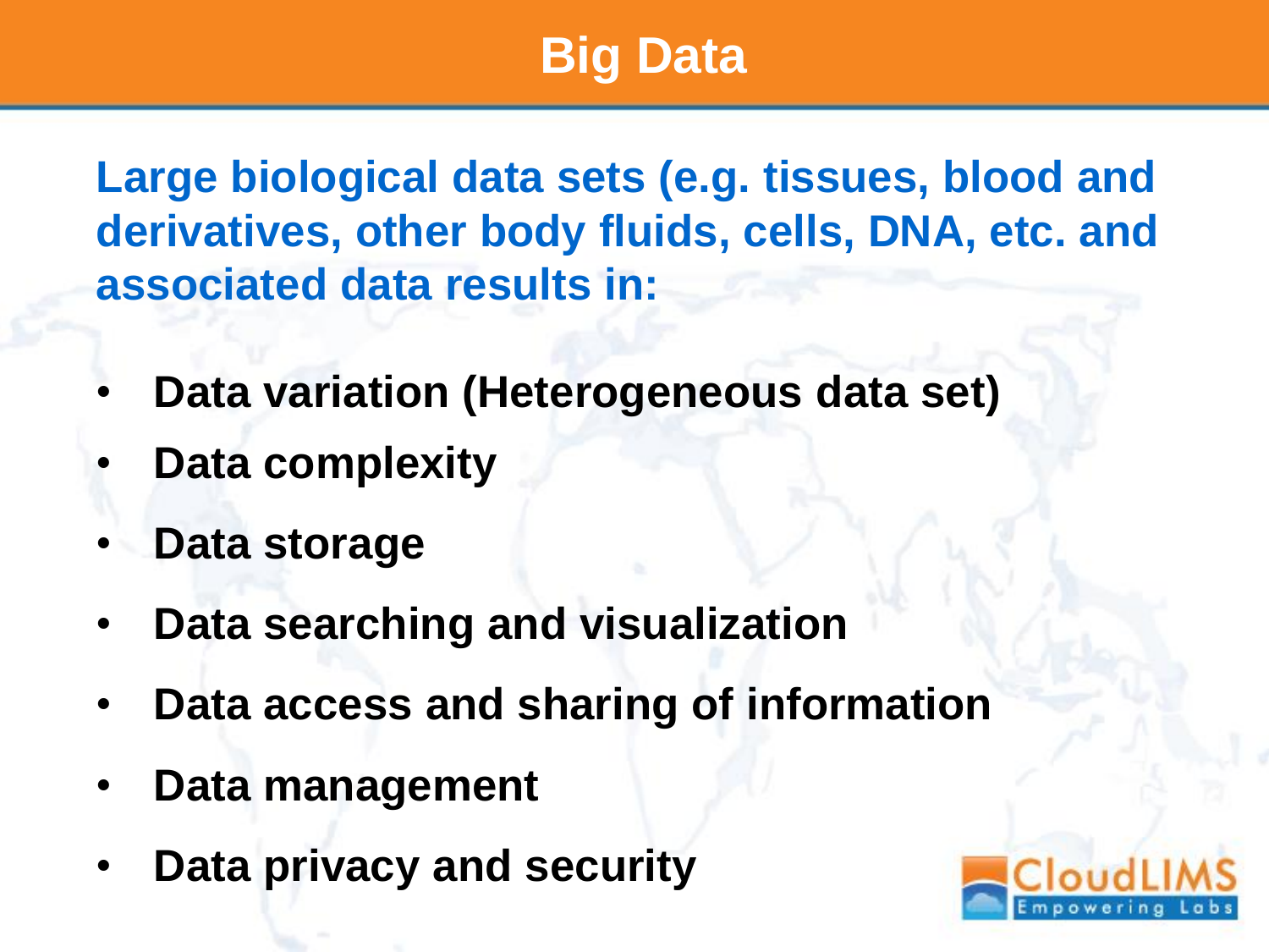# Big Data

**Large biological data sets (e.g. tissues, blood and derivatives, other body fluids, cells, DNA, etc. and associated data results in:**

- **Data variation (Heterogeneous data set)**
- **Data complexity**
- **Data storage**
- **Data searching and visualization**
- **Data access and sharing of information**
- **Data management**
- **Data privacy and security**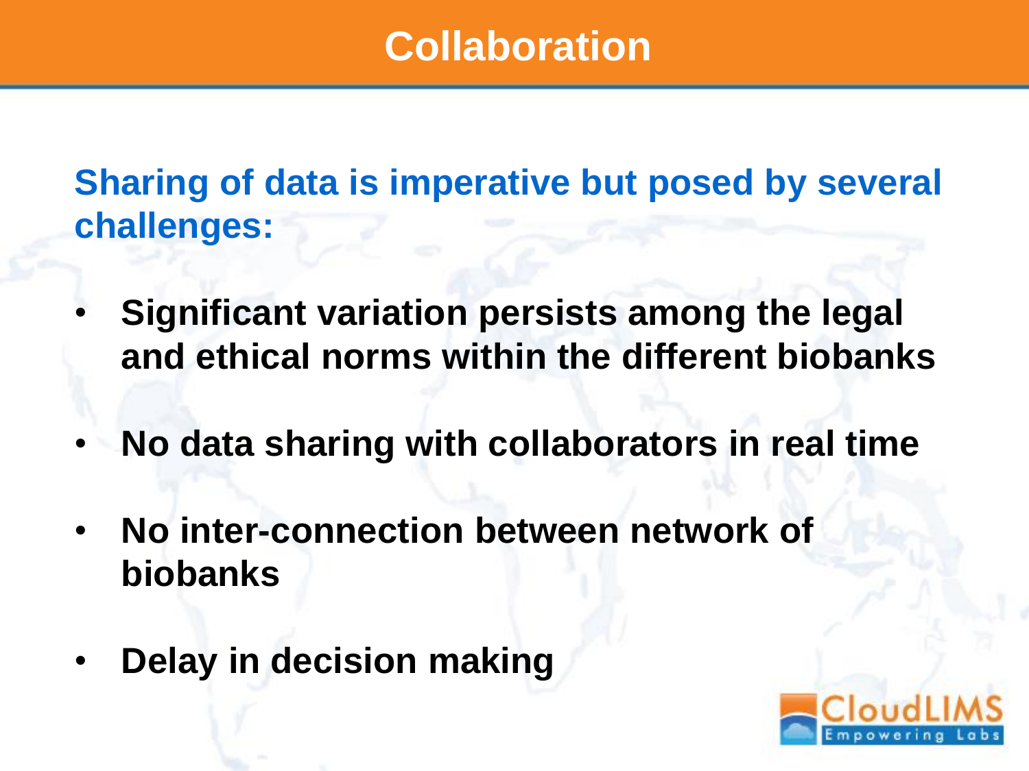# Collaboration

**Sharing of data is imperative but posed by several challenges:**

- **Significant variation persists among the legal and ethical norms within the different biobanks**
- **No data sharing with collaborators in real time**
- **No inter-connection between network of biobanks**
- **Delay in decision making**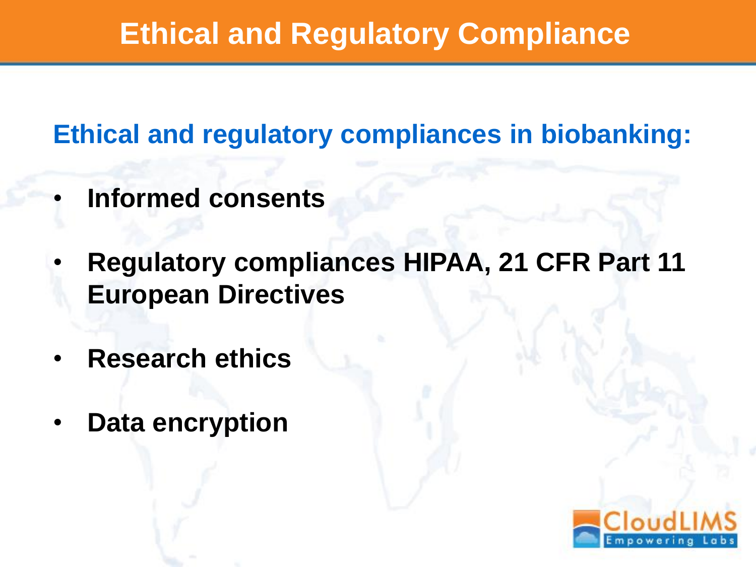# Ethical and Regulatory Compliance

## Ethical and regulatory compliances in biobanking:

- **Informed consents**
- **Regulatory compliances HIPAA, 21 CFR Part 11 European Directives**
- **Research ethics**
- **Data encryption**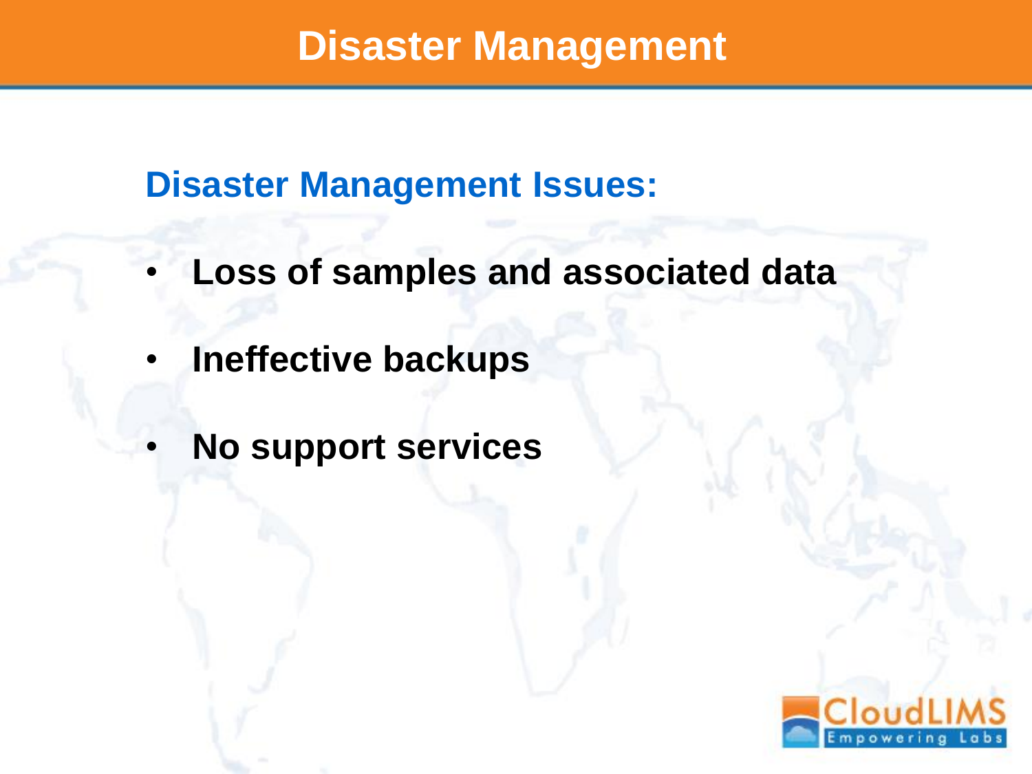# Disaster Management

## Disaster Management Issues:

- **Loss of samples and associated data**
- **Ineffective backups**
- **No support services**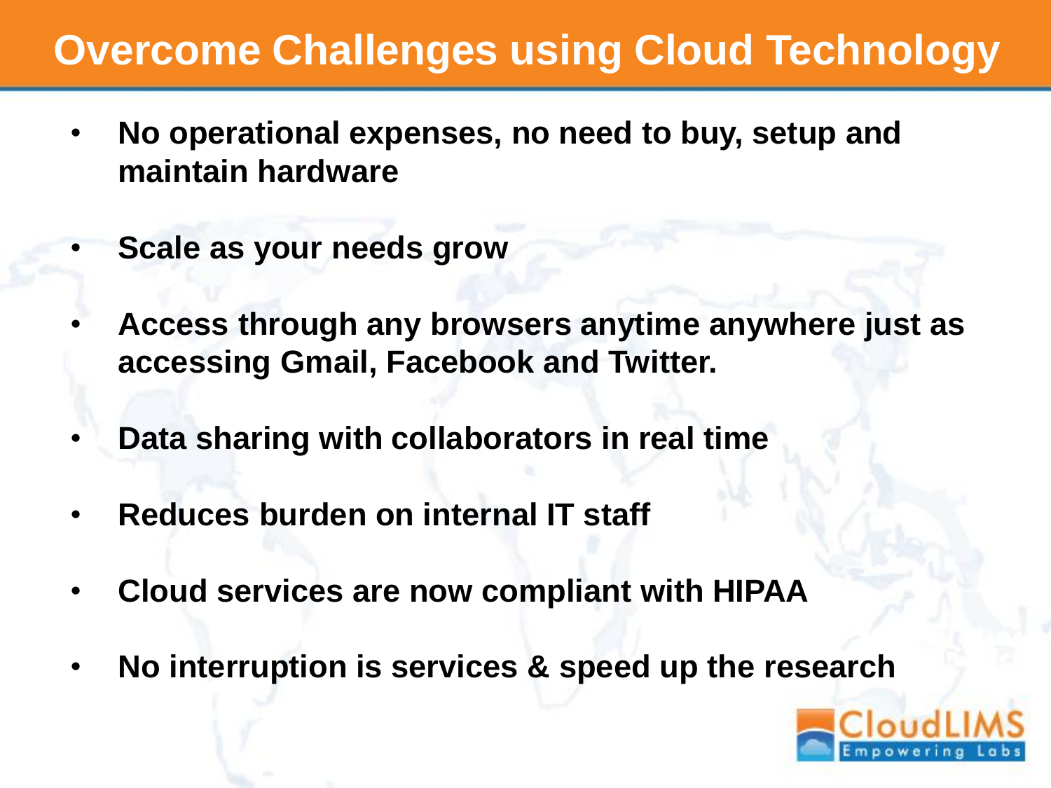# Overcome Challenges using Cloud Technology

- **No operational expenses, no need to buy, setup and maintain hardware**
- **Scale as your needs grow**
- **Access through any browsers anytime anywhere just as accessing Gmail, Facebook and Twitter.**
- **Data sharing with collaborators in real time**
- **Reduces burden on internal IT staff**
- **Cloud services are now compliant with HIPAA**
- **No interruption is services & speed up the research**

CloudLIMS Empowering Labs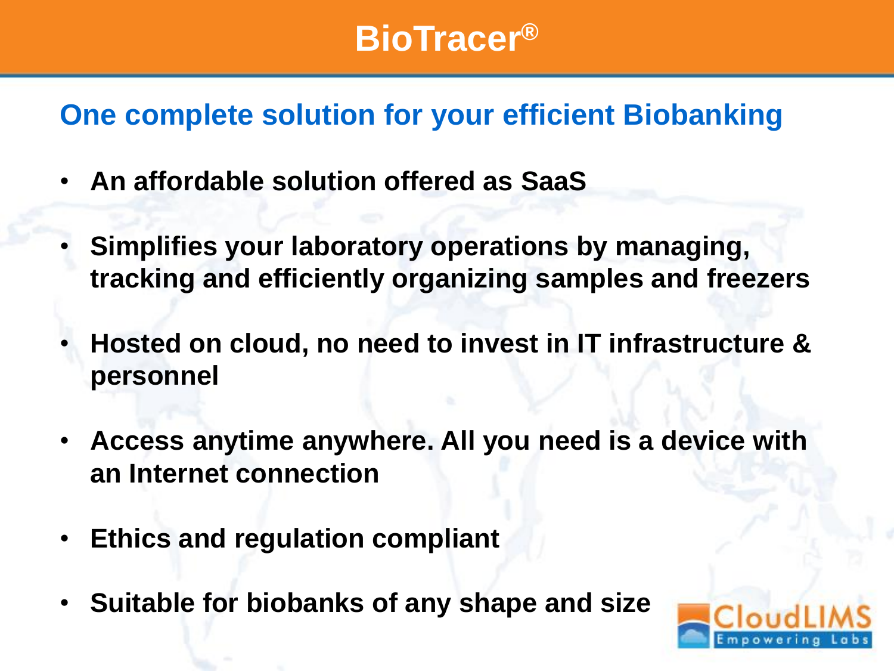# BioTracer®

## One complete solution for your efficient Biobanking

- **An affordable solution offered as SaaS**
- **Simplifies your laboratory operations by managing, tracking and efficiently organizing samples and freezers**
- **Hosted on cloud, no need to invest in IT infrastructure & personnel**
- **Access anytime anywhere. All you need is a device with an Internet connection**
- **Ethics and regulation compliant**
- **Suitable for biobanks of any shape and size**

CloudLIMS
Empowering Labs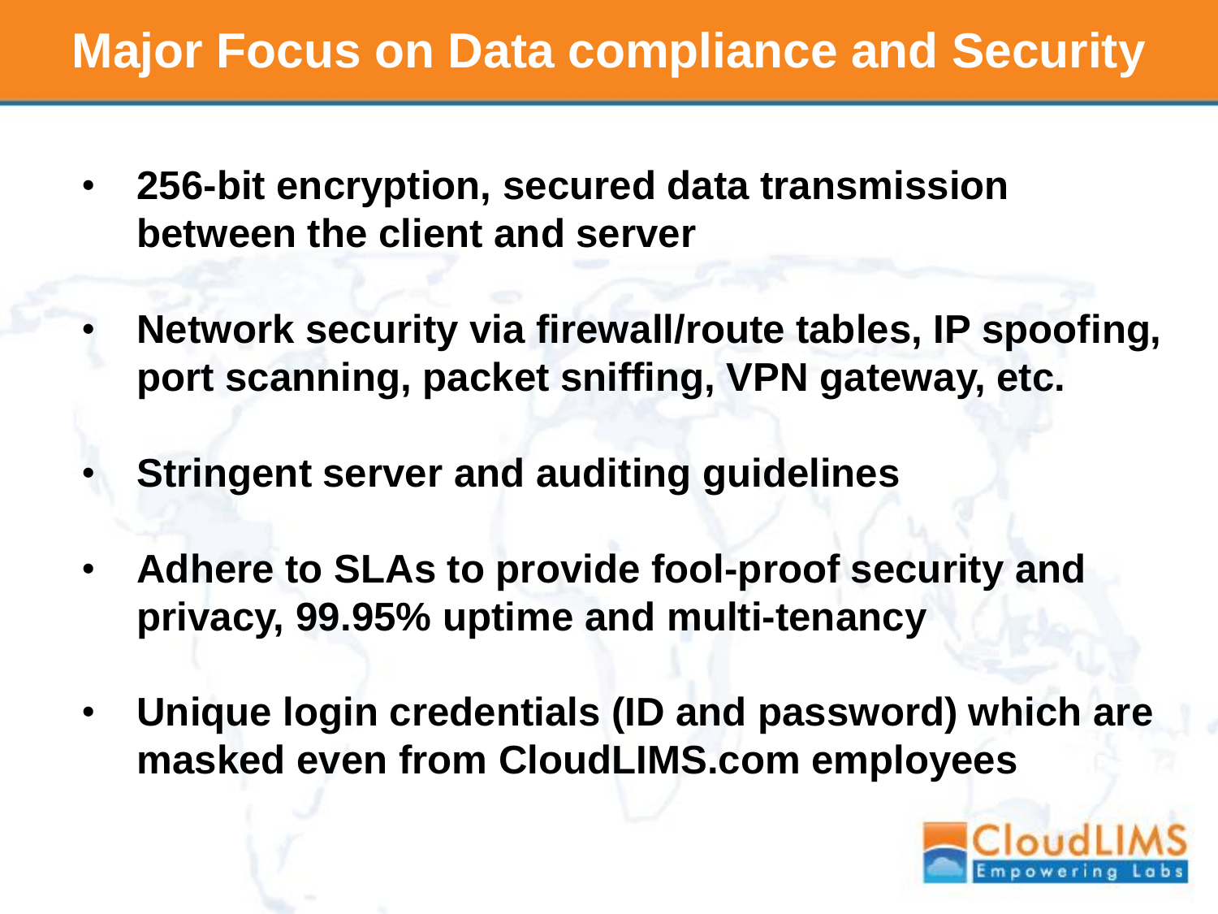# Major Focus on Data compliance and Security

- **256-bit encryption, secured data transmission between the client and server**
- **Network security via firewall/route tables, IP spoofing, port scanning, packet sniffing, VPN gateway, etc.**
- **Stringent server and auditing guidelines**
- **Adhere to SLAs to provide fool-proof security and privacy, 99.95% uptime and multi-tenancy**
- **Unique login credentials (ID and password) which are masked even from CloudLIMS.com employees**

CloudLIMS
Empowering Labs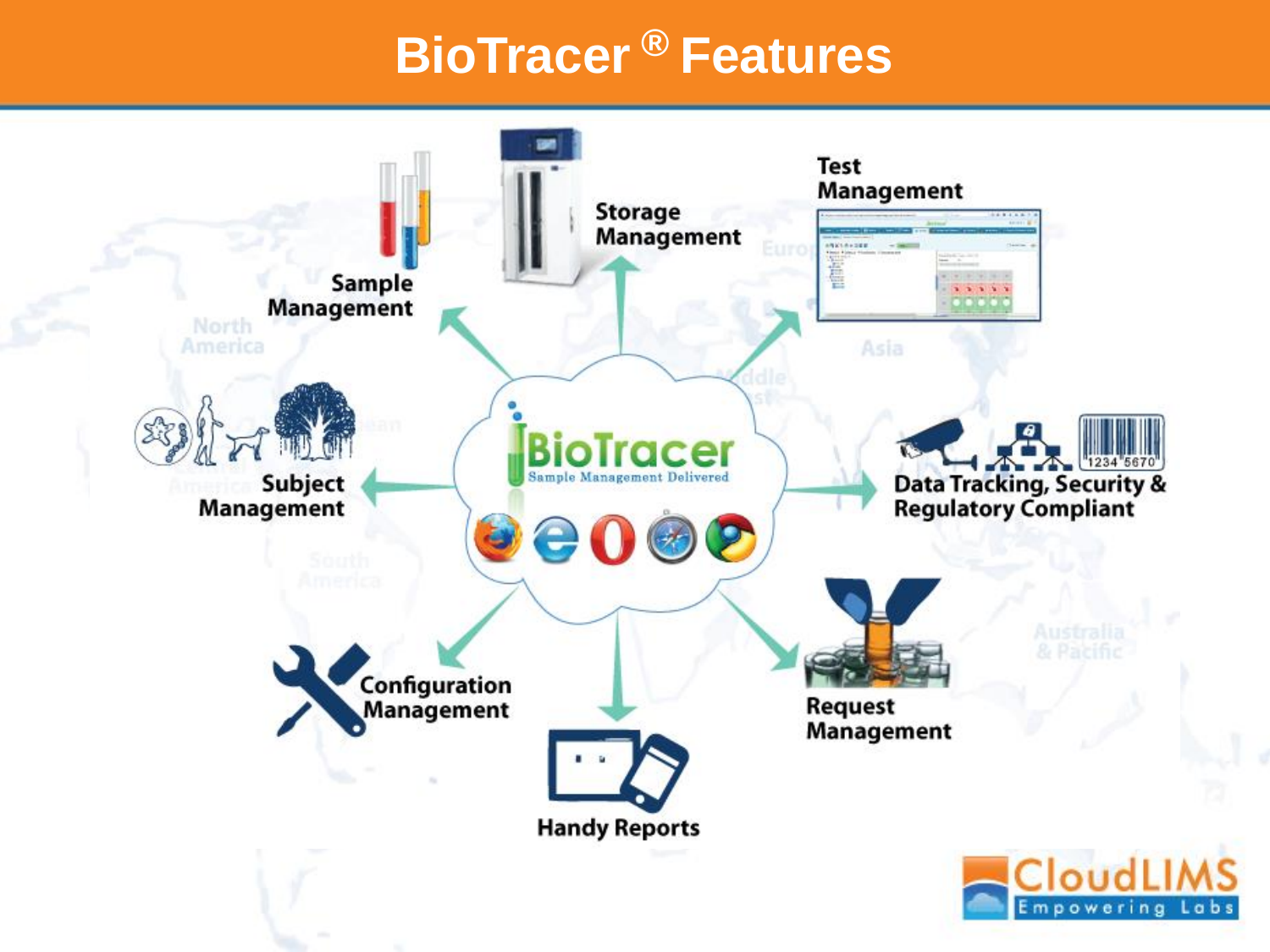# BioTracer ® Features

- Sample Management
- Storage Management
- Test Management
- Subject Management
- Data Tracking, Security & Regulatory Compliant
- Configuration Management
- Handy Reports
- Request Management

BioTracer
Sample Management Delivered

CloudLIMS
Empowering Labs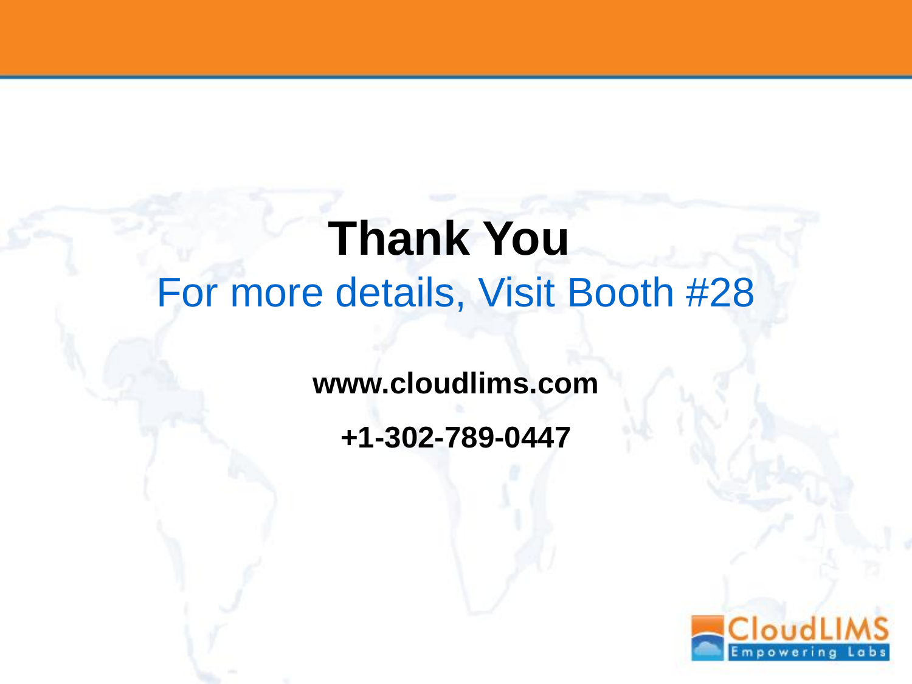# Thank You

For more details, Visit Booth #28

**www.cloudlims.com**

**+1-302-789-0447**

CloudLIMS
Empowering Labs